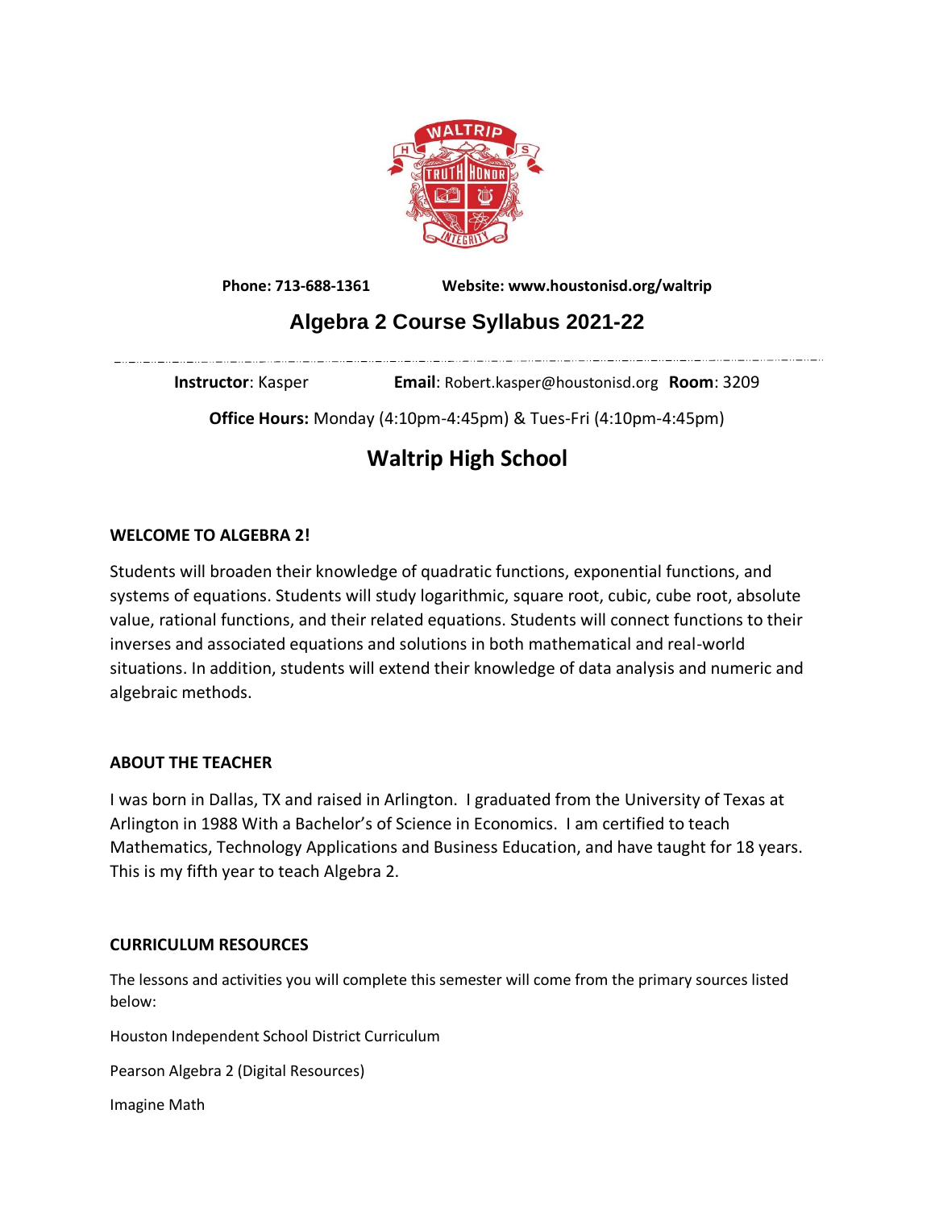**Phone: 713-688-1361** **Website: www.houstonisd.org/waltrip**

# Algebra 2 Course Syllabus 2021-22

**Instructor**: Kasper **Email**: Robert.kasper@houstonisd.org **Room**: 3209

**Office Hours:** Monday (4:10pm-4:45pm) & Tues-Fri (4:10pm-4:45pm)

## Waltrip High School

### WELCOME TO ALGEBRA 2!

Students will broaden their knowledge of quadratic functions, exponential functions, and systems of equations. Students will study logarithmic, square root, cubic, cube root, absolute value, rational functions, and their related equations. Students will connect functions to their inverses and associated equations and solutions in both mathematical and real-world situations. In addition, students will extend their knowledge of data analysis and numeric and algebraic methods.

### ABOUT THE TEACHER

I was born in Dallas, TX and raised in Arlington. I graduated from the University of Texas at Arlington in 1988 With a Bachelor's of Science in Economics. I am certified to teach Mathematics, Technology Applications and Business Education, and have taught for 18 years. This is my fifth year to teach Algebra 2.

### CURRICULUM RESOURCES

The lessons and activities you will complete this semester will come from the primary sources listed below:

Houston Independent School District Curriculum

Pearson Algebra 2 (Digital Resources)

Imagine Math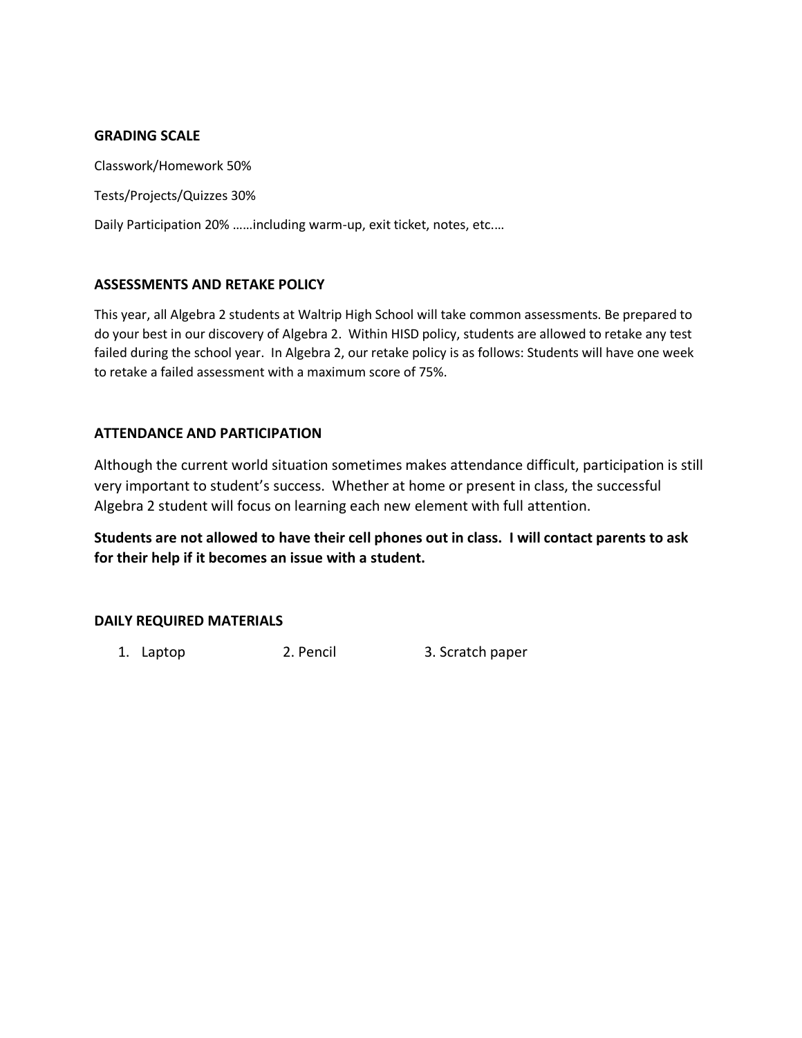## GRADING SCALE

Classwork/Homework 50%

Tests/Projects/Quizzes 30%

Daily Participation 20% ……including warm-up, exit ticket, notes, etc.…

## ASSESSMENTS AND RETAKE POLICY

This year, all Algebra 2 students at Waltrip High School will take common assessments. Be prepared to do your best in our discovery of Algebra 2. Within HISD policy, students are allowed to retake any test failed during the school year. In Algebra 2, our retake policy is as follows: Students will have one week to retake a failed assessment with a maximum score of 75%.

## ATTENDANCE AND PARTICIPATION

Although the current world situation sometimes makes attendance difficult, participation is still very important to student's success. Whether at home or present in class, the successful Algebra 2 student will focus on learning each new element with full attention.

**Students are not allowed to have their cell phones out in class. I will contact parents to ask for their help if it becomes an issue with a student.**

## DAILY REQUIRED MATERIALS

1. Laptop
2. Pencil
3. Scratch paper